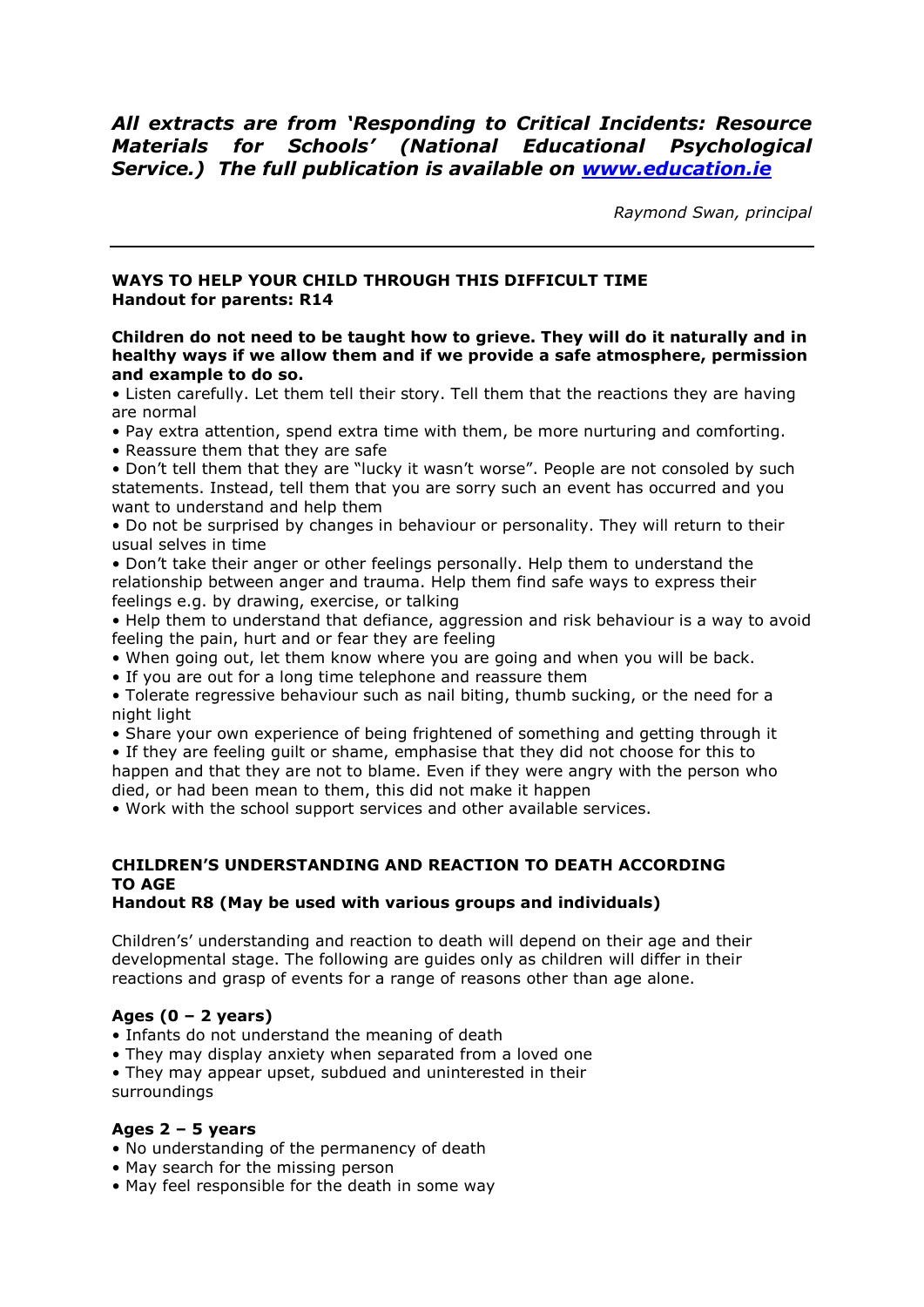***All extracts are from 'Responding to Critical Incidents: Resource Materials for Schools' (National Educational Psychological Service.) The full publication is available on [www.education.ie](http://www.education.ie)***

*Raymond Swan, principal*

---

**WAYS TO HELP YOUR CHILD THROUGH THIS DIFFICULT TIME**
**Handout for parents: R14**

**Children do not need to be taught how to grieve. They will do it naturally and in healthy ways if we allow them and if we provide a safe atmosphere, permission and example to do so.**

- Listen carefully. Let them tell their story. Tell them that the reactions they are having are normal
- Pay extra attention, spend extra time with them, be more nurturing and comforting.
- Reassure them that they are safe
- Don't tell them that they are "lucky it wasn't worse". People are not consoled by such statements. Instead, tell them that you are sorry such an event has occurred and you want to understand and help them
- Do not be surprised by changes in behaviour or personality. They will return to their usual selves in time
- Don't take their anger or other feelings personally. Help them to understand the relationship between anger and trauma. Help them find safe ways to express their feelings e.g. by drawing, exercise, or talking
- Help them to understand that defiance, aggression and risk behaviour is a way to avoid feeling the pain, hurt and or fear they are feeling
- When going out, let them know where you are going and when you will be back.
- If you are out for a long time telephone and reassure them
- Tolerate regressive behaviour such as nail biting, thumb sucking, or the need for a night light
- Share your own experience of being frightened of something and getting through it
- If they are feeling guilt or shame, emphasise that they did not choose for this to happen and that they are not to blame. Even if they were angry with the person who died, or had been mean to them, this did not make it happen
- Work with the school support services and other available services.

**CHILDREN'S UNDERSTANDING AND REACTION TO DEATH ACCORDING TO AGE**
**Handout R8 (May be used with various groups and individuals)**

Children's' understanding and reaction to death will depend on their age and their developmental stage. The following are guides only as children will differ in their reactions and grasp of events for a range of reasons other than age alone.

**Ages (0 – 2 years)**

- Infants do not understand the meaning of death
- They may display anxiety when separated from a loved one
- They may appear upset, subdued and uninterested in their surroundings

**Ages 2 – 5 years**

- No understanding of the permanency of death
- May search for the missing person
- May feel responsible for the death in some way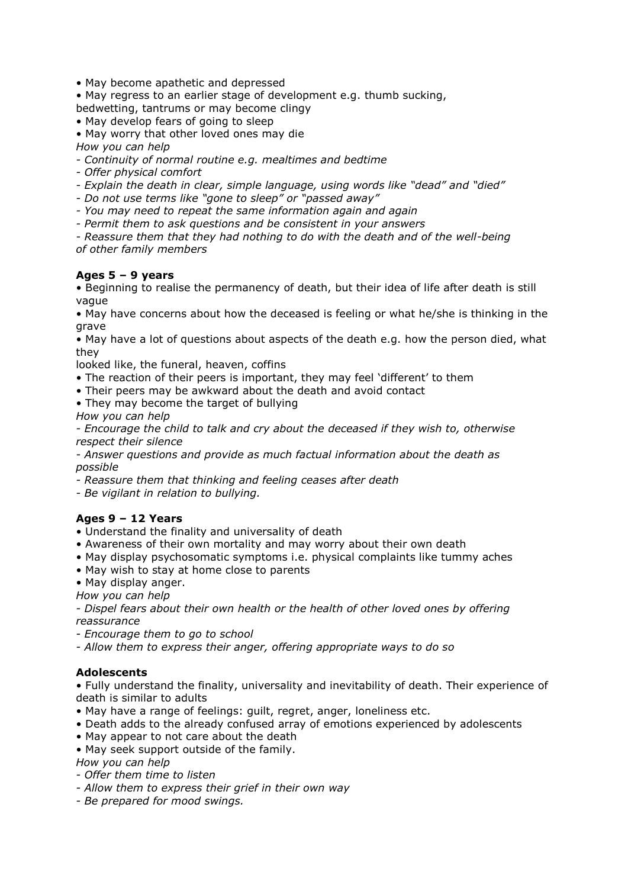- May become apathetic and depressed
- May regress to an earlier stage of development e.g. thumb sucking, bedwetting, tantrums or may become clingy
- May develop fears of going to sleep
- May worry that other loved ones may die

*How you can help*

*- Continuity of normal routine e.g. mealtimes and bedtime*

*- Offer physical comfort*

*- Explain the death in clear, simple language, using words like "dead" and "died"*

*- Do not use terms like "gone to sleep" or "passed away"*

*- You may need to repeat the same information again and again*

*- Permit them to ask questions and be consistent in your answers*

*- Reassure them that they had nothing to do with the death and of the well-being of other family members*

**Ages 5 – 9 years**

- Beginning to realise the permanency of death, but their idea of life after death is still vague
- May have concerns about how the deceased is feeling or what he/she is thinking in the grave
- May have a lot of questions about aspects of the death e.g. how the person died, what they looked like, the funeral, heaven, coffins
- The reaction of their peers is important, they may feel 'different' to them
- Their peers may be awkward about the death and avoid contact
- They may become the target of bullying

*How you can help*

*- Encourage the child to talk and cry about the deceased if they wish to, otherwise respect their silence*

*- Answer questions and provide as much factual information about the death as possible*

*- Reassure them that thinking and feeling ceases after death*

*- Be vigilant in relation to bullying.*

**Ages 9 – 12 Years**

- Understand the finality and universality of death
- Awareness of their own mortality and may worry about their own death
- May display psychosomatic symptoms i.e. physical complaints like tummy aches
- May wish to stay at home close to parents
- May display anger.

*How you can help*

*- Dispel fears about their own health or the health of other loved ones by offering reassurance*

*- Encourage them to go to school*

*- Allow them to express their anger, offering appropriate ways to do so*

**Adolescents**

- Fully understand the finality, universality and inevitability of death. Their experience of death is similar to adults
- May have a range of feelings: guilt, regret, anger, loneliness etc.
- Death adds to the already confused array of emotions experienced by adolescents
- May appear to not care about the death
- May seek support outside of the family.

*How you can help*

*- Offer them time to listen*

*- Allow them to express their grief in their own way*

*- Be prepared for mood swings.*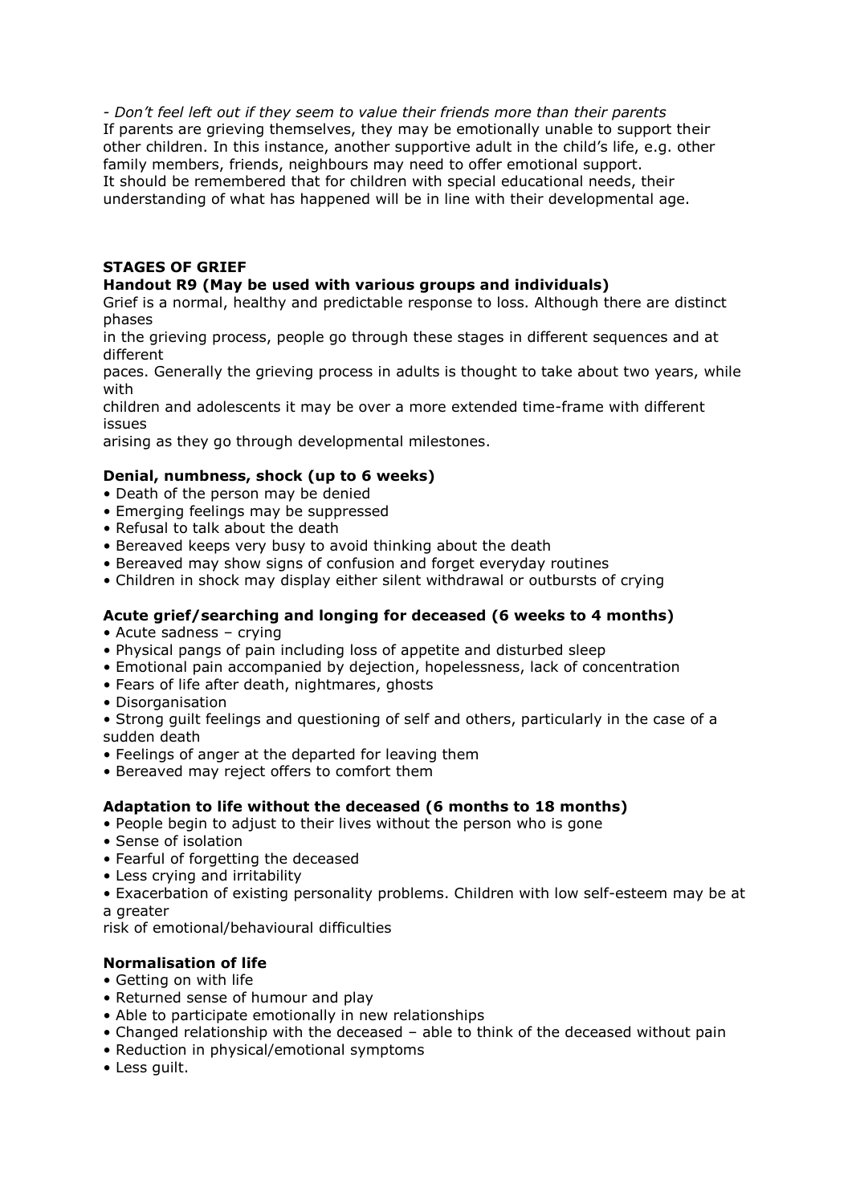*- Don't feel left out if they seem to value their friends more than their parents*
If parents are grieving themselves, they may be emotionally unable to support their other children. In this instance, another supportive adult in the child's life, e.g. other family members, friends, neighbours may need to offer emotional support.
It should be remembered that for children with special educational needs, their understanding of what has happened will be in line with their developmental age.

## STAGES OF GRIEF

### Handout R9 (May be used with various groups and individuals)

Grief is a normal, healthy and predictable response to loss. Although there are distinct phases in the grieving process, people go through these stages in different sequences and at different paces. Generally the grieving process in adults is thought to take about two years, while with children and adolescents it may be over a more extended time-frame with different issues arising as they go through developmental milestones.

### Denial, numbness, shock (up to 6 weeks)

- Death of the person may be denied
- Emerging feelings may be suppressed
- Refusal to talk about the death
- Bereaved keeps very busy to avoid thinking about the death
- Bereaved may show signs of confusion and forget everyday routines
- Children in shock may display either silent withdrawal or outbursts of crying

### Acute grief/searching and longing for deceased (6 weeks to 4 months)

- Acute sadness – crying
- Physical pangs of pain including loss of appetite and disturbed sleep
- Emotional pain accompanied by dejection, hopelessness, lack of concentration
- Fears of life after death, nightmares, ghosts
- Disorganisation
- Strong guilt feelings and questioning of self and others, particularly in the case of a sudden death
- Feelings of anger at the departed for leaving them
- Bereaved may reject offers to comfort them

### Adaptation to life without the deceased (6 months to 18 months)

- People begin to adjust to their lives without the person who is gone
- Sense of isolation
- Fearful of forgetting the deceased
- Less crying and irritability
- Exacerbation of existing personality problems. Children with low self-esteem may be at a greater risk of emotional/behavioural difficulties

### Normalisation of life

- Getting on with life
- Returned sense of humour and play
- Able to participate emotionally in new relationships
- Changed relationship with the deceased – able to think of the deceased without pain
- Reduction in physical/emotional symptoms
- Less guilt.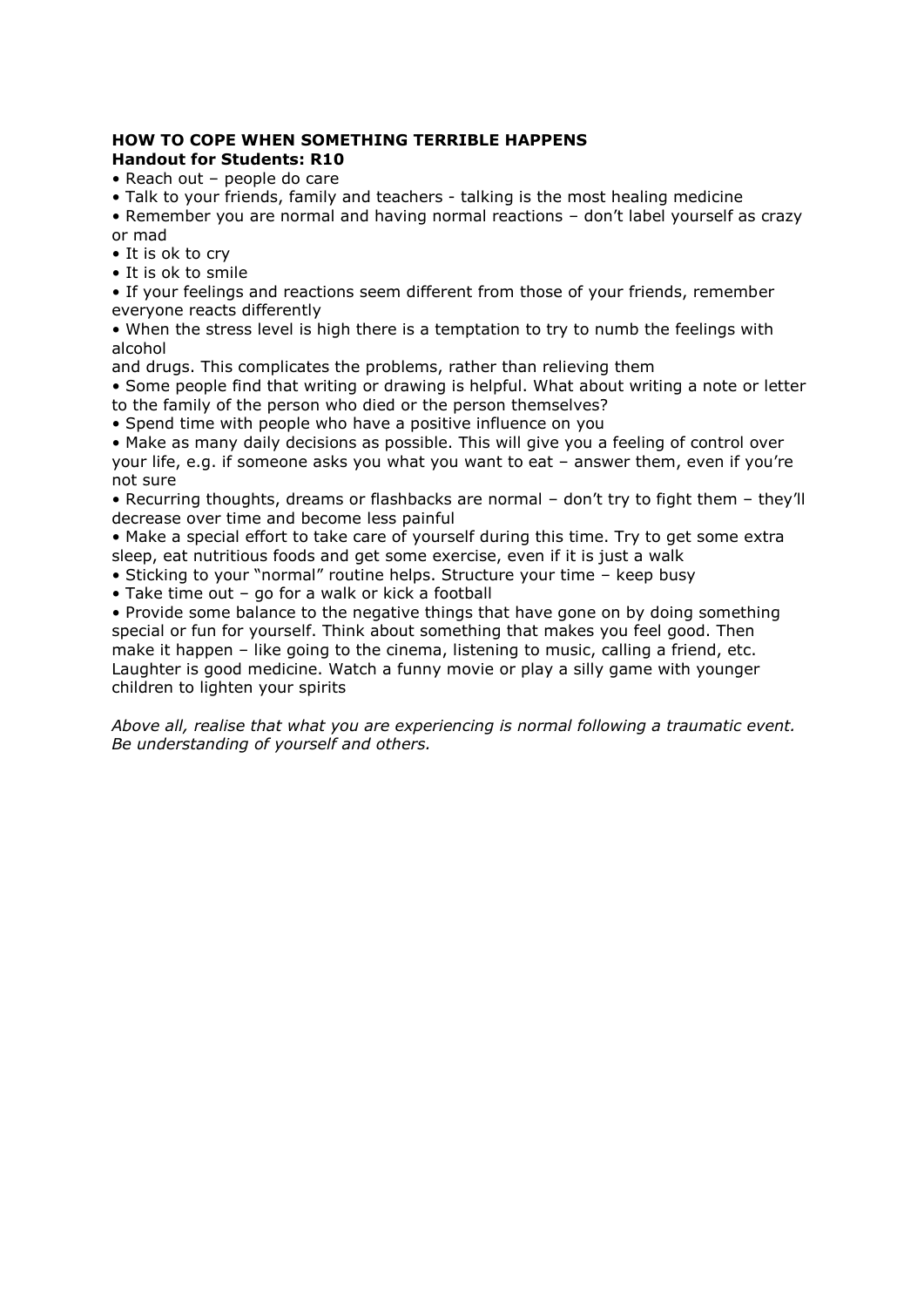**HOW TO COPE WHEN SOMETHING TERRIBLE HAPPENS**
**Handout for Students: R10**

- Reach out – people do care
- Talk to your friends, family and teachers - talking is the most healing medicine
- Remember you are normal and having normal reactions – don't label yourself as crazy or mad
- It is ok to cry
- It is ok to smile
- If your feelings and reactions seem different from those of your friends, remember everyone reacts differently
- When the stress level is high there is a temptation to try to numb the feelings with alcohol and drugs. This complicates the problems, rather than relieving them
- Some people find that writing or drawing is helpful. What about writing a note or letter to the family of the person who died or the person themselves?
- Spend time with people who have a positive influence on you
- Make as many daily decisions as possible. This will give you a feeling of control over your life, e.g. if someone asks you what you want to eat – answer them, even if you're not sure
- Recurring thoughts, dreams or flashbacks are normal – don't try to fight them – they'll decrease over time and become less painful
- Make a special effort to take care of yourself during this time. Try to get some extra sleep, eat nutritious foods and get some exercise, even if it is just a walk
- Sticking to your "normal" routine helps. Structure your time – keep busy
- Take time out – go for a walk or kick a football
- Provide some balance to the negative things that have gone on by doing something special or fun for yourself. Think about something that makes you feel good. Then make it happen – like going to the cinema, listening to music, calling a friend, etc. Laughter is good medicine. Watch a funny movie or play a silly game with younger children to lighten your spirits

*Above all, realise that what you are experiencing is normal following a traumatic event. Be understanding of yourself and others.*